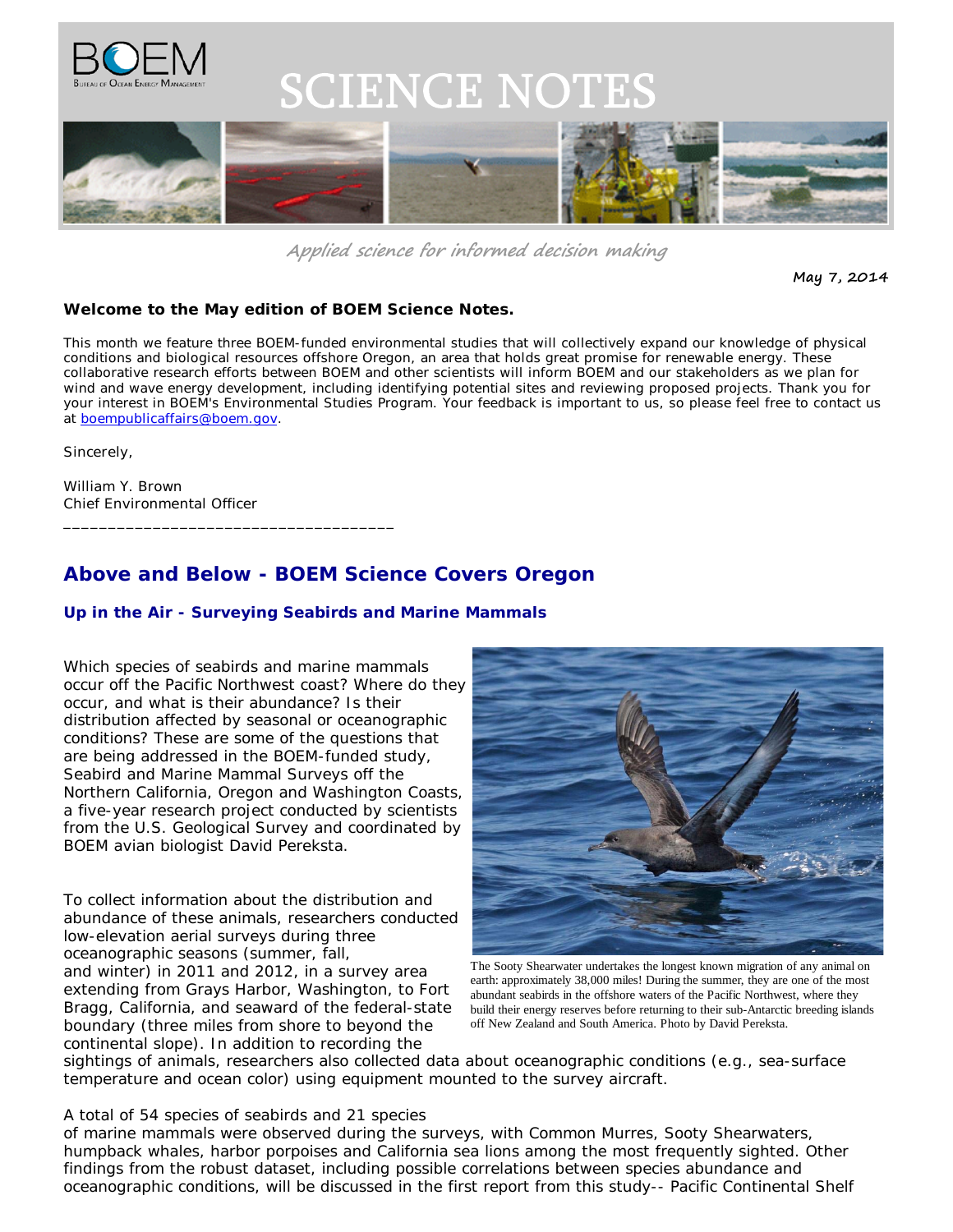# SCIENCE NOTES

*Applied science for informed decision making*

**May 7, 2014**

**Welcome to the May edition of BOEM Science Notes.**

This month we feature three BOEM-funded environmental studies that will collectively expand our knowledge of physical conditions and biological resources offshore Oregon, an area that holds great promise for renewable energy. These collaborative research efforts between BOEM and other scientists will inform BOEM and our stakeholders as we plan for wind and wave energy development, including identifying potential sites and reviewing proposed projects. Thank you for your interest in BOEM's Environmental Studies Program. Your feedback is important to us, so please feel free to contact us at boempublicaffairs@boem.gov.

Sincerely,

William Y. Brown
Chief Environmental Officer

---

## Above and Below - BOEM Science Covers Oregon

### Up in the Air - Surveying Seabirds and Marine Mammals

Which species of seabirds and marine mammals occur off the Pacific Northwest coast? Where do they occur, and what is their abundance? Is their distribution affected by seasonal or oceanographic conditions? These are some of the questions that are being addressed in the BOEM-funded study, Seabird and Marine Mammal Surveys off the Northern California, Oregon and Washington Coasts, a five-year research project conducted by scientists from the U.S. Geological Survey and coordinated by BOEM avian biologist David Pereksta.

The Sooty Shearwater undertakes the longest known migration of any animal on earth: approximately 38,000 miles! During the summer, they are one of the most abundant seabirds in the offshore waters of the Pacific Northwest, where they build their energy reserves before returning to their sub-Antarctic breeding islands off New Zealand and South America. Photo by David Pereksta.

To collect information about the distribution and abundance of these animals, researchers conducted low-elevation aerial surveys during three oceanographic seasons (summer, fall, and winter) in 2011 and 2012, in a survey area extending from Grays Harbor, Washington, to Fort Bragg, California, and seaward of the federal-state boundary (three miles from shore to beyond the continental slope). In addition to recording the sightings of animals, researchers also collected data about oceanographic conditions (e.g., sea-surface temperature and ocean color) using equipment mounted to the survey aircraft.

A total of 54 species of seabirds and 21 species of marine mammals were observed during the surveys, with Common Murres, Sooty Shearwaters, humpback whales, harbor porpoises and California sea lions among the most frequently sighted. Other findings from the robust dataset, including possible correlations between species abundance and oceanographic conditions, will be discussed in the first report from this study-- Pacific Continental Shelf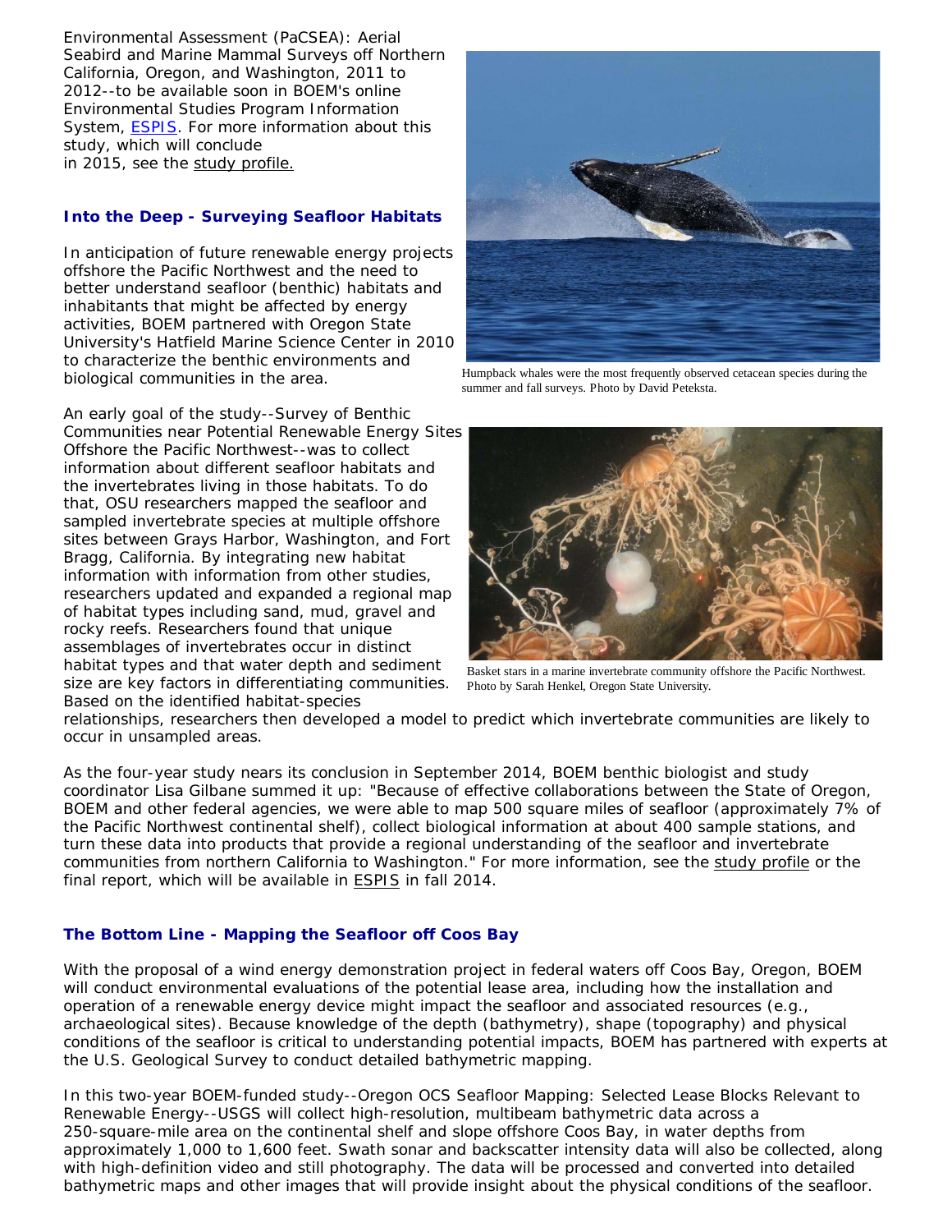Environmental Assessment (PaCSEA): Aerial Seabird and Marine Mammal Surveys off Northern California, Oregon, and Washington, 2011 to 2012--to be available soon in BOEM's online Environmental Studies Program Information System, ESPIS. For more information about this study, which will conclude in 2015, see the study profile.

Humpback whales were the most frequently observed cetacean species during the summer and fall surveys. Photo by David Peteksta.

### Into the Deep - Surveying Seafloor Habitats

In anticipation of future renewable energy projects offshore the Pacific Northwest and the need to better understand seafloor (benthic) habitats and inhabitants that might be affected by energy activities, BOEM partnered with Oregon State University's Hatfield Marine Science Center in 2010 to characterize the benthic environments and biological communities in the area.

An early goal of the study--Survey of Benthic Communities near Potential Renewable Energy Sites Offshore the Pacific Northwest--was to collect information about different seafloor habitats and the invertebrates living in those habitats. To do that, OSU researchers mapped the seafloor and sampled invertebrate species at multiple offshore sites between Grays Harbor, Washington, and Fort Bragg, California. By integrating new habitat information with information from other studies, researchers updated and expanded a regional map of habitat types including sand, mud, gravel and rocky reefs. Researchers found that unique assemblages of invertebrates occur in distinct habitat types and that water depth and sediment size are key factors in differentiating communities. Based on the identified habitat-species relationships, researchers then developed a model to predict which invertebrate communities are likely to occur in unsampled areas.

Basket stars in a marine invertebrate community offshore the Pacific Northwest. Photo by Sarah Henkel, Oregon State University.

As the four-year study nears its conclusion in September 2014, BOEM benthic biologist and study coordinator Lisa Gilbane summed it up: "Because of effective collaborations between the State of Oregon, BOEM and other federal agencies, we were able to map 500 square miles of seafloor (approximately 7% of the Pacific Northwest continental shelf), collect biological information at about 400 sample stations, and turn these data into products that provide a regional understanding of the seafloor and invertebrate communities from northern California to Washington." For more information, see the study profile or the final report, which will be available in ESPIS in fall 2014.

### The Bottom Line - Mapping the Seafloor off Coos Bay

With the proposal of a wind energy demonstration project in federal waters off Coos Bay, Oregon, BOEM will conduct environmental evaluations of the potential lease area, including how the installation and operation of a renewable energy device might impact the seafloor and associated resources (e.g., archaeological sites). Because knowledge of the depth (bathymetry), shape (topography) and physical conditions of the seafloor is critical to understanding potential impacts, BOEM has partnered with experts at the U.S. Geological Survey to conduct detailed bathymetric mapping.

In this two-year BOEM-funded study--Oregon OCS Seafloor Mapping: Selected Lease Blocks Relevant to Renewable Energy--USGS will collect high-resolution, multibeam bathymetric data across a 250-square-mile area on the continental shelf and slope offshore Coos Bay, in water depths from approximately 1,000 to 1,600 feet. Swath sonar and backscatter intensity data will also be collected, along with high-definition video and still photography. The data will be processed and converted into detailed bathymetric maps and other images that will provide insight about the physical conditions of the seafloor.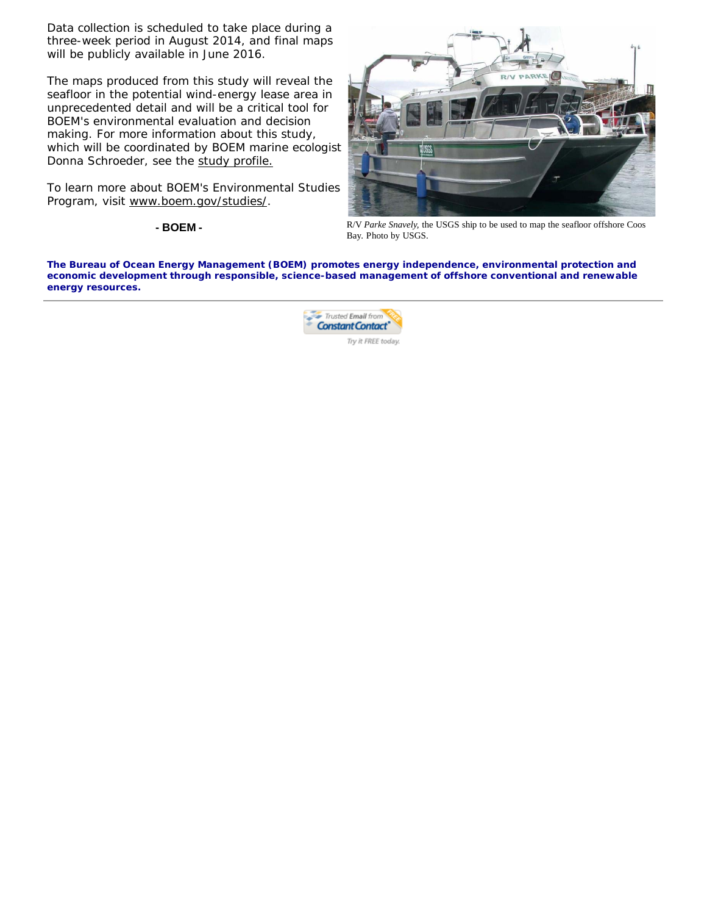Data collection is scheduled to take place during a three-week period in August 2014, and final maps will be publicly available in June 2016.

The maps produced from this study will reveal the seafloor in the potential wind-energy lease area in unprecedented detail and will be a critical tool for BOEM's environmental evaluation and decision making. For more information about this study, which will be coordinated by BOEM marine ecologist Donna Schroeder, see the study profile.

To learn more about BOEM's Environmental Studies Program, visit www.boem.gov/studies/.

**- BOEM -**

R/V *Parke Snavely*, the USGS ship to be used to map the seafloor offshore Coos Bay. Photo by USGS.

**The Bureau of Ocean Energy Management (BOEM) promotes energy independence, environmental protection and economic development through responsible, science-based management of offshore conventional and renewable energy resources.**

---

Trusted Email from Constant Contact
Try it FREE today.